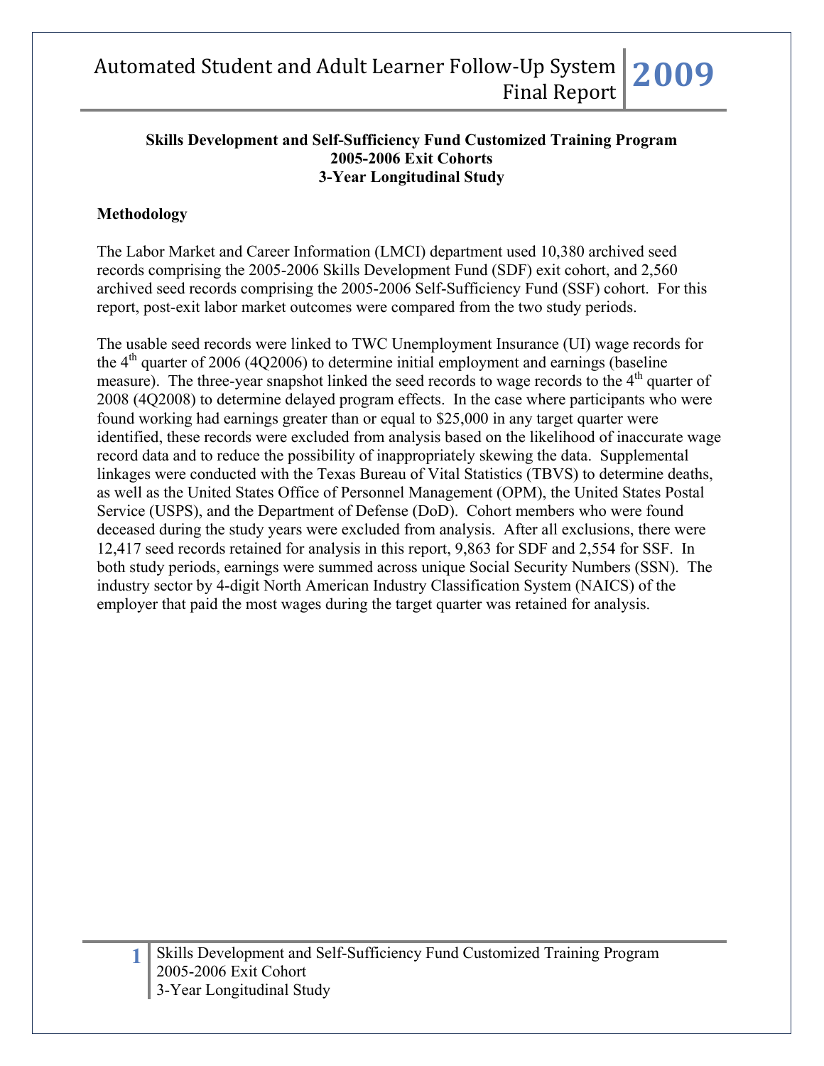**Skills Development and Self-Sufficiency Fund Customized Training Program**
**2005-2006 Exit Cohorts**
**3-Year Longitudinal Study**

## Methodology

The Labor Market and Career Information (LMCI) department used 10,380 archived seed records comprising the 2005-2006 Skills Development Fund (SDF) exit cohort, and 2,560 archived seed records comprising the 2005-2006 Self-Sufficiency Fund (SSF) cohort. For this report, post-exit labor market outcomes were compared from the two study periods.

The usable seed records were linked to TWC Unemployment Insurance (UI) wage records for the 4th quarter of 2006 (4Q2006) to determine initial employment and earnings (baseline measure). The three-year snapshot linked the seed records to wage records to the 4th quarter of 2008 (4Q2008) to determine delayed program effects. In the case where participants who were found working had earnings greater than or equal to $25,000 in any target quarter were identified, these records were excluded from analysis based on the likelihood of inaccurate wage record data and to reduce the possibility of inappropriately skewing the data. Supplemental linkages were conducted with the Texas Bureau of Vital Statistics (TBVS) to determine deaths, as well as the United States Office of Personnel Management (OPM), the United States Postal Service (USPS), and the Department of Defense (DoD). Cohort members who were found deceased during the study years were excluded from analysis. After all exclusions, there were 12,417 seed records retained for analysis in this report, 9,863 for SDF and 2,554 for SSF. In both study periods, earnings were summed across unique Social Security Numbers (SSN). The industry sector by 4-digit North American Industry Classification System (NAICS) of the employer that paid the most wages during the target quarter was retained for analysis.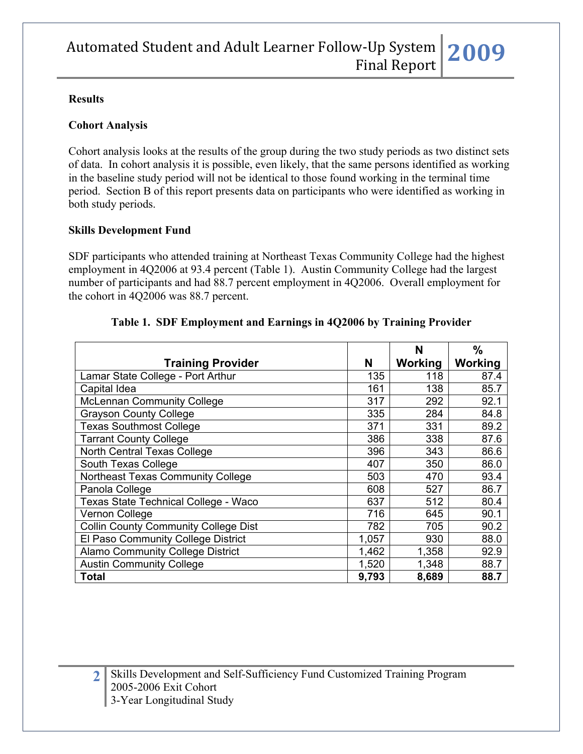## Results

### Cohort Analysis

Cohort analysis looks at the results of the group during the two study periods as two distinct sets of data. In cohort analysis it is possible, even likely, that the same persons identified as working in the baseline study period will not be identical to those found working in the terminal time period. Section B of this report presents data on participants who were identified as working in both study periods.

### Skills Development Fund

SDF participants who attended training at Northeast Texas Community College had the highest employment in 4Q2006 at 93.4 percent (Table 1). Austin Community College had the largest number of participants and had 88.7 percent employment in 4Q2006. Overall employment for the cohort in 4Q2006 was 88.7 percent.

**Table 1. SDF Employment and Earnings in 4Q2006 by Training Provider**

| Training Provider | N | N Working | % Working |
|---|---|---|---|
| Lamar State College - Port Arthur | 135 | 118 | 87.4 |
| Capital Idea | 161 | 138 | 85.7 |
| McLennan Community College | 317 | 292 | 92.1 |
| Grayson County College | 335 | 284 | 84.8 |
| Texas Southmost College | 371 | 331 | 89.2 |
| Tarrant County College | 386 | 338 | 87.6 |
| North Central Texas College | 396 | 343 | 86.6 |
| South Texas College | 407 | 350 | 86.0 |
| Northeast Texas Community College | 503 | 470 | 93.4 |
| Panola College | 608 | 527 | 86.7 |
| Texas State Technical College - Waco | 637 | 512 | 80.4 |
| Vernon College | 716 | 645 | 90.1 |
| Collin County Community College Dist | 782 | 705 | 90.2 |
| El Paso Community College District | 1,057 | 930 | 88.0 |
| Alamo Community College District | 1,462 | 1,358 | 92.9 |
| Austin Community College | 1,520 | 1,348 | 88.7 |
| **Total** | **9,793** | **8,689** | **88.7** |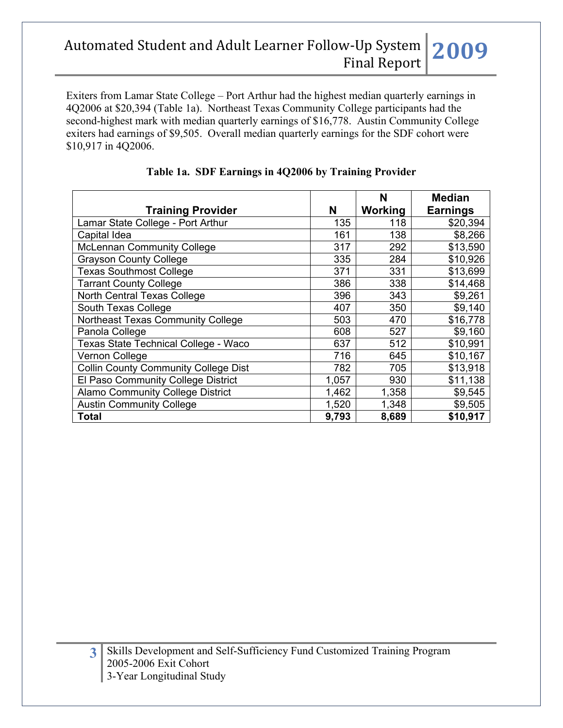Exiters from Lamar State College – Port Arthur had the highest median quarterly earnings in 4Q2006 at $20,394 (Table 1a). Northeast Texas Community College participants had the second-highest mark with median quarterly earnings of $16,778. Austin Community College exiters had earnings of $9,505. Overall median quarterly earnings for the SDF cohort were $10,917 in 4Q2006.

**Table 1a. SDF Earnings in 4Q2006 by Training Provider**

| Training Provider | N | N Working | Median Earnings |
|---|---|---|---|
| Lamar State College - Port Arthur | 135 | 118 | $20,394 |
| Capital Idea | 161 | 138 | $8,266 |
| McLennan Community College | 317 | 292 | $13,590 |
| Grayson County College | 335 | 284 | $10,926 |
| Texas Southmost College | 371 | 331 | $13,699 |
| Tarrant County College | 386 | 338 | $14,468 |
| North Central Texas College | 396 | 343 | $9,261 |
| South Texas College | 407 | 350 | $9,140 |
| Northeast Texas Community College | 503 | 470 | $16,778 |
| Panola College | 608 | 527 | $9,160 |
| Texas State Technical College - Waco | 637 | 512 | $10,991 |
| Vernon College | 716 | 645 | $10,167 |
| Collin County Community College Dist | 782 | 705 | $13,918 |
| El Paso Community College District | 1,057 | 930 | $11,138 |
| Alamo Community College District | 1,462 | 1,358 | $9,545 |
| Austin Community College | 1,520 | 1,348 | $9,505 |
| **Total** | **9,793** | **8,689** | **$10,917** |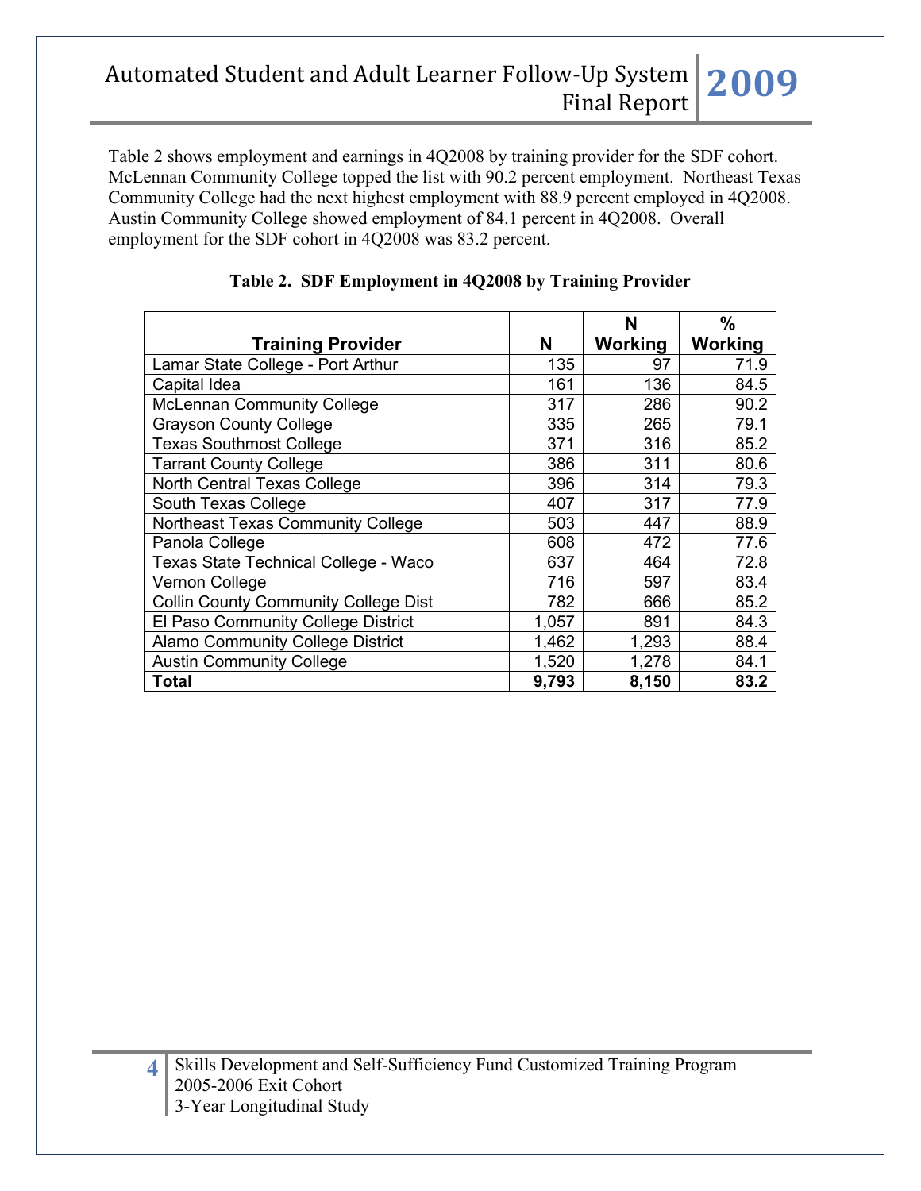Table 2 shows employment and earnings in 4Q2008 by training provider for the SDF cohort. McLennan Community College topped the list with 90.2 percent employment. Northeast Texas Community College had the next highest employment with 88.9 percent employed in 4Q2008. Austin Community College showed employment of 84.1 percent in 4Q2008. Overall employment for the SDF cohort in 4Q2008 was 83.2 percent.

**Table 2. SDF Employment in 4Q2008 by Training Provider**

| Training Provider | N | N Working | % Working |
|---|---|---|---|
| Lamar State College - Port Arthur | 135 | 97 | 71.9 |
| Capital Idea | 161 | 136 | 84.5 |
| McLennan Community College | 317 | 286 | 90.2 |
| Grayson County College | 335 | 265 | 79.1 |
| Texas Southmost College | 371 | 316 | 85.2 |
| Tarrant County College | 386 | 311 | 80.6 |
| North Central Texas College | 396 | 314 | 79.3 |
| South Texas College | 407 | 317 | 77.9 |
| Northeast Texas Community College | 503 | 447 | 88.9 |
| Panola College | 608 | 472 | 77.6 |
| Texas State Technical College - Waco | 637 | 464 | 72.8 |
| Vernon College | 716 | 597 | 83.4 |
| Collin County Community College Dist | 782 | 666 | 85.2 |
| El Paso Community College District | 1,057 | 891 | 84.3 |
| Alamo Community College District | 1,462 | 1,293 | 88.4 |
| Austin Community College | 1,520 | 1,278 | 84.1 |
| **Total** | **9,793** | **8,150** | **83.2** |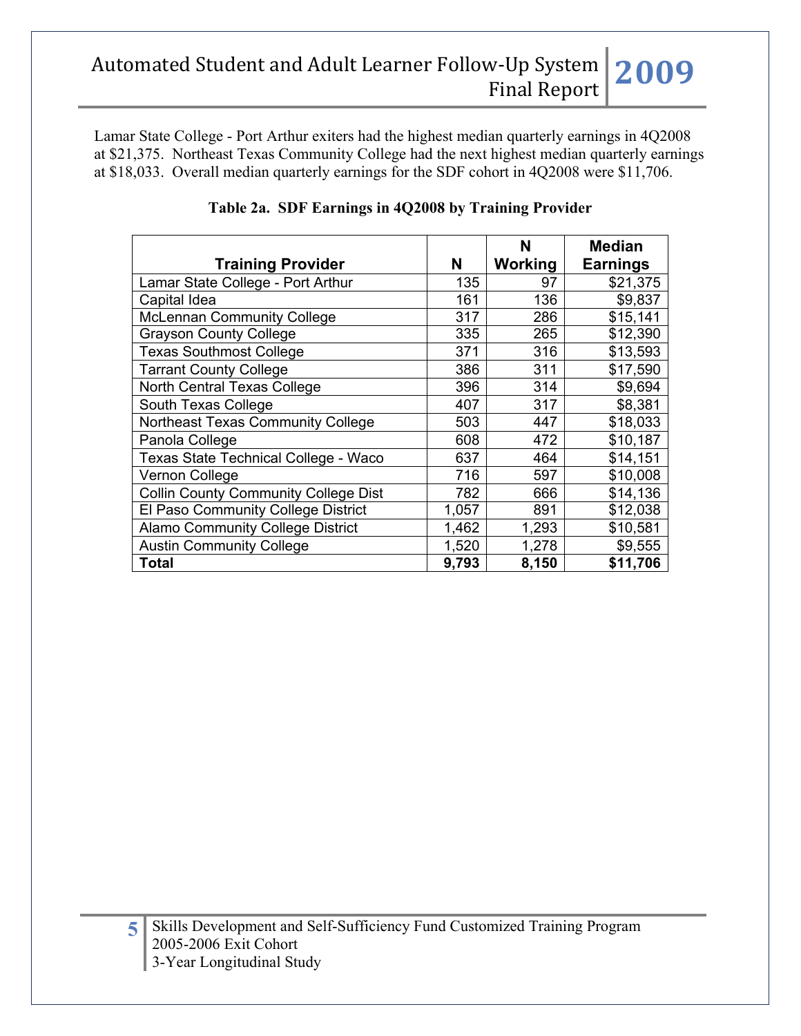Lamar State College - Port Arthur exiters had the highest median quarterly earnings in 4Q2008 at $21,375. Northeast Texas Community College had the next highest median quarterly earnings at $18,033. Overall median quarterly earnings for the SDF cohort in 4Q2008 were $11,706.

**Table 2a. SDF Earnings in 4Q2008 by Training Provider**

| Training Provider | N | N Working | Median Earnings |
|---|---|---|---|
| Lamar State College - Port Arthur | 135 | 97 | $21,375 |
| Capital Idea | 161 | 136 | $9,837 |
| McLennan Community College | 317 | 286 | $15,141 |
| Grayson County College | 335 | 265 | $12,390 |
| Texas Southmost College | 371 | 316 | $13,593 |
| Tarrant County College | 386 | 311 | $17,590 |
| North Central Texas College | 396 | 314 | $9,694 |
| South Texas College | 407 | 317 | $8,381 |
| Northeast Texas Community College | 503 | 447 | $18,033 |
| Panola College | 608 | 472 | $10,187 |
| Texas State Technical College - Waco | 637 | 464 | $14,151 |
| Vernon College | 716 | 597 | $10,008 |
| Collin County Community College Dist | 782 | 666 | $14,136 |
| El Paso Community College District | 1,057 | 891 | $12,038 |
| Alamo Community College District | 1,462 | 1,293 | $10,581 |
| Austin Community College | 1,520 | 1,278 | $9,555 |
| **Total** | **9,793** | **8,150** | **$11,706** |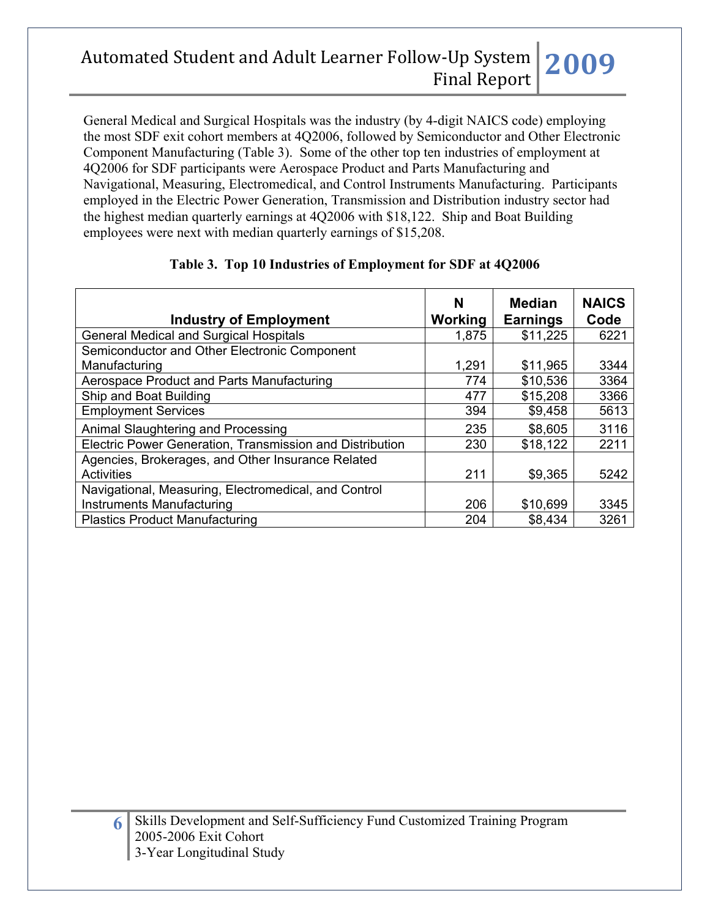General Medical and Surgical Hospitals was the industry (by 4-digit NAICS code) employing the most SDF exit cohort members at 4Q2006, followed by Semiconductor and Other Electronic Component Manufacturing (Table 3). Some of the other top ten industries of employment at 4Q2006 for SDF participants were Aerospace Product and Parts Manufacturing and Navigational, Measuring, Electromedical, and Control Instruments Manufacturing. Participants employed in the Electric Power Generation, Transmission and Distribution industry sector had the highest median quarterly earnings at 4Q2006 with $18,122. Ship and Boat Building employees were next with median quarterly earnings of $15,208.

**Table 3. Top 10 Industries of Employment for SDF at 4Q2006**

| Industry of Employment | N Working | Median Earnings | NAICS Code |
|---|---|---|---|
| General Medical and Surgical Hospitals | 1,875 | $11,225 | 6221 |
| Semiconductor and Other Electronic Component Manufacturing | 1,291 | $11,965 | 3344 |
| Aerospace Product and Parts Manufacturing | 774 | $10,536 | 3364 |
| Ship and Boat Building | 477 | $15,208 | 3366 |
| Employment Services | 394 | $9,458 | 5613 |
| Animal Slaughtering and Processing | 235 | $8,605 | 3116 |
| Electric Power Generation, Transmission and Distribution | 230 | $18,122 | 2211 |
| Agencies, Brokerages, and Other Insurance Related Activities | 211 | $9,365 | 5242 |
| Navigational, Measuring, Electromedical, and Control Instruments Manufacturing | 206 | $10,699 | 3345 |
| Plastics Product Manufacturing | 204 | $8,434 | 3261 |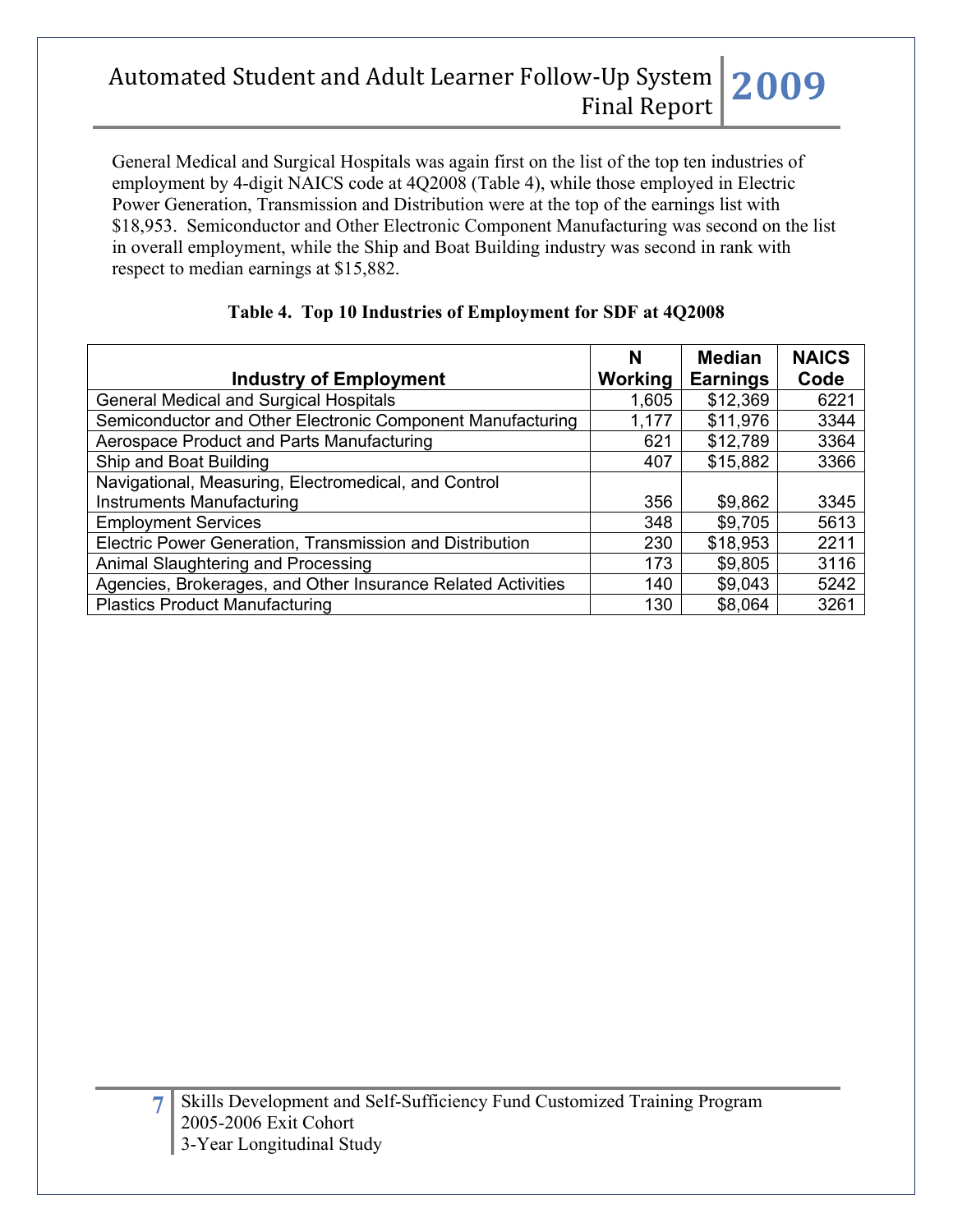General Medical and Surgical Hospitals was again first on the list of the top ten industries of employment by 4-digit NAICS code at 4Q2008 (Table 4), while those employed in Electric Power Generation, Transmission and Distribution were at the top of the earnings list with $18,953. Semiconductor and Other Electronic Component Manufacturing was second on the list in overall employment, while the Ship and Boat Building industry was second in rank with respect to median earnings at $15,882.

**Table 4. Top 10 Industries of Employment for SDF at 4Q2008**

| Industry of Employment | N Working | Median Earnings | NAICS Code |
|---|---|---|---|
| General Medical and Surgical Hospitals | 1,605 | $12,369 | 6221 |
| Semiconductor and Other Electronic Component Manufacturing | 1,177 | $11,976 | 3344 |
| Aerospace Product and Parts Manufacturing | 621 | $12,789 | 3364 |
| Ship and Boat Building | 407 | $15,882 | 3366 |
| Navigational, Measuring, Electromedical, and Control Instruments Manufacturing | 356 | $9,862 | 3345 |
| Employment Services | 348 | $9,705 | 5613 |
| Electric Power Generation, Transmission and Distribution | 230 | $18,953 | 2211 |
| Animal Slaughtering and Processing | 173 | $9,805 | 3116 |
| Agencies, Brokerages, and Other Insurance Related Activities | 140 | $9,043 | 5242 |
| Plastics Product Manufacturing | 130 | $8,064 | 3261 |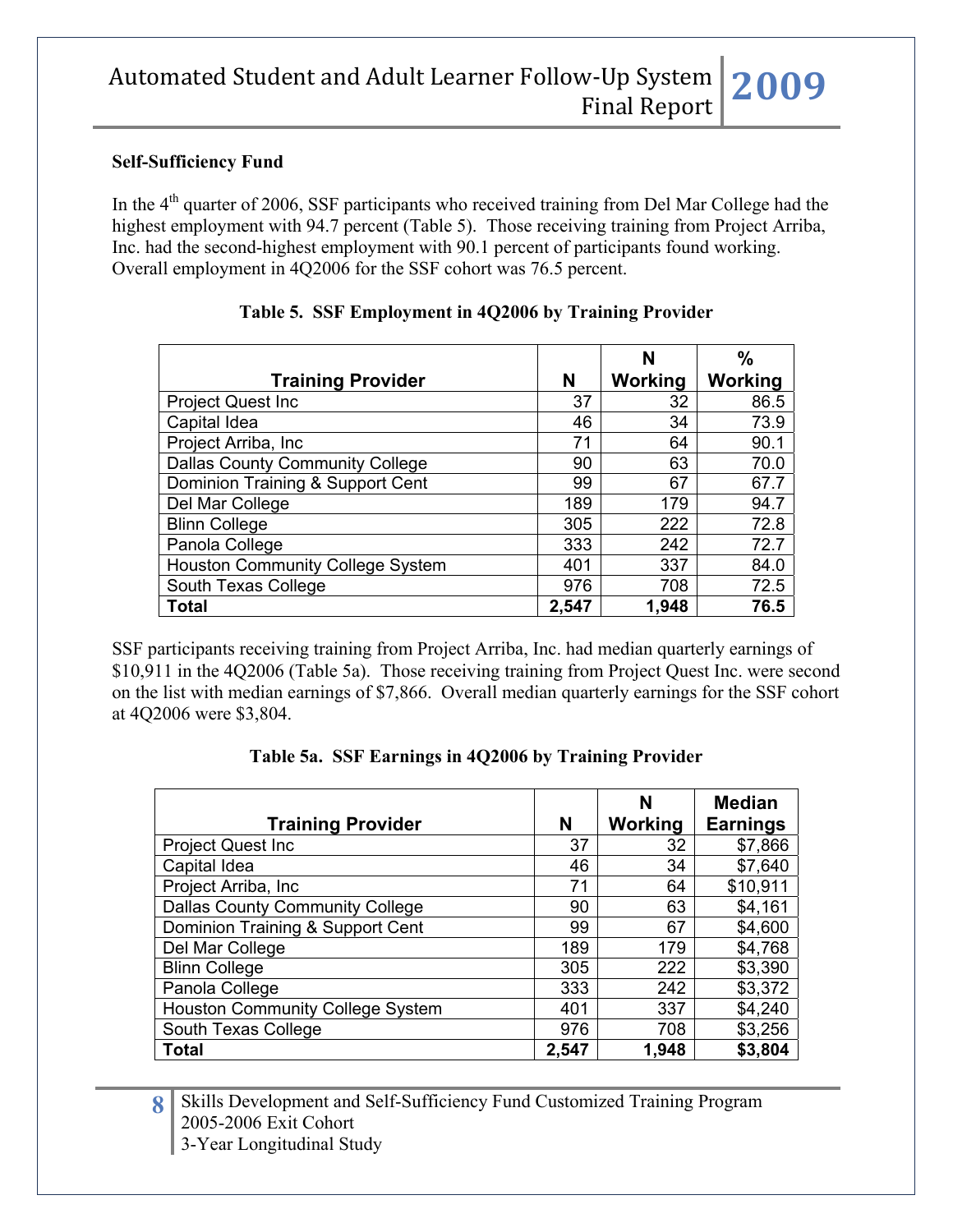## Self-Sufficiency Fund

In the 4th quarter of 2006, SSF participants who received training from Del Mar College had the highest employment with 94.7 percent (Table 5). Those receiving training from Project Arriba, Inc. had the second-highest employment with 90.1 percent of participants found working. Overall employment in 4Q2006 for the SSF cohort was 76.5 percent.

**Table 5. SSF Employment in 4Q2006 by Training Provider**

| Training Provider | N | N Working | % Working |
|---|---|---|---|
| Project Quest Inc | 37 | 32 | 86.5 |
| Capital Idea | 46 | 34 | 73.9 |
| Project Arriba, Inc | 71 | 64 | 90.1 |
| Dallas County Community College | 90 | 63 | 70.0 |
| Dominion Training & Support Cent | 99 | 67 | 67.7 |
| Del Mar College | 189 | 179 | 94.7 |
| Blinn College | 305 | 222 | 72.8 |
| Panola College | 333 | 242 | 72.7 |
| Houston Community College System | 401 | 337 | 84.0 |
| South Texas College | 976 | 708 | 72.5 |
| **Total** | **2,547** | **1,948** | **76.5** |

SSF participants receiving training from Project Arriba, Inc. had median quarterly earnings of $10,911 in the 4Q2006 (Table 5a). Those receiving training from Project Quest Inc. were second on the list with median earnings of $7,866. Overall median quarterly earnings for the SSF cohort at 4Q2006 were $3,804.

**Table 5a. SSF Earnings in 4Q2006 by Training Provider**

| Training Provider | N | N Working | Median Earnings |
|---|---|---|---|
| Project Quest Inc | 37 | 32 | $7,866 |
| Capital Idea | 46 | 34 | $7,640 |
| Project Arriba, Inc | 71 | 64 | $10,911 |
| Dallas County Community College | 90 | 63 | $4,161 |
| Dominion Training & Support Cent | 99 | 67 | $4,600 |
| Del Mar College | 189 | 179 | $4,768 |
| Blinn College | 305 | 222 | $3,390 |
| Panola College | 333 | 242 | $3,372 |
| Houston Community College System | 401 | 337 | $4,240 |
| South Texas College | 976 | 708 | $3,256 |
| **Total** | **2,547** | **1,948** | **$3,804** |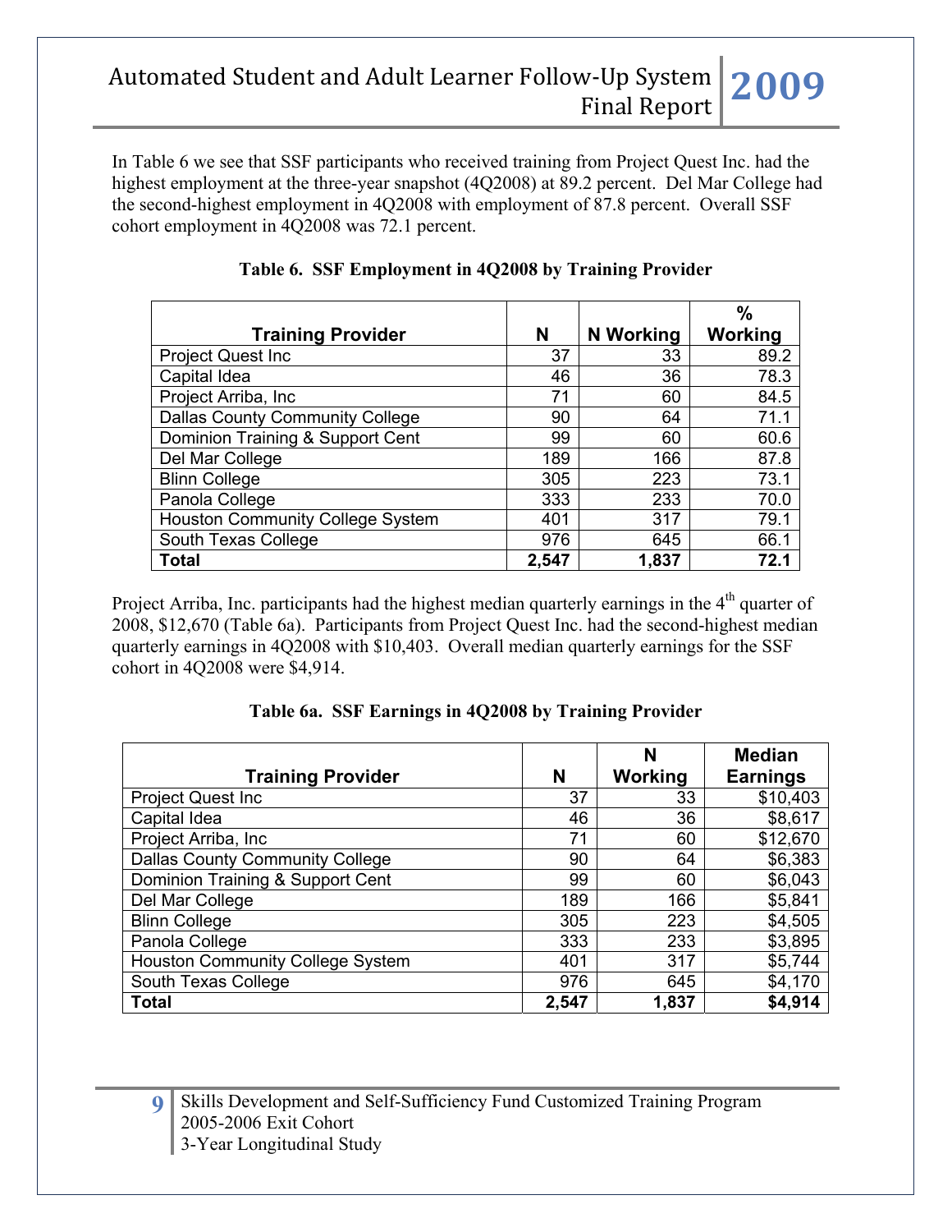In Table 6 we see that SSF participants who received training from Project Quest Inc. had the highest employment at the three-year snapshot (4Q2008) at 89.2 percent. Del Mar College had the second-highest employment in 4Q2008 with employment of 87.8 percent. Overall SSF cohort employment in 4Q2008 was 72.1 percent.

**Table 6. SSF Employment in 4Q2008 by Training Provider**

| Training Provider | N | N Working | % Working |
|---|---|---|---|
| Project Quest Inc | 37 | 33 | 89.2 |
| Capital Idea | 46 | 36 | 78.3 |
| Project Arriba, Inc | 71 | 60 | 84.5 |
| Dallas County Community College | 90 | 64 | 71.1 |
| Dominion Training & Support Cent | 99 | 60 | 60.6 |
| Del Mar College | 189 | 166 | 87.8 |
| Blinn College | 305 | 223 | 73.1 |
| Panola College | 333 | 233 | 70.0 |
| Houston Community College System | 401 | 317 | 79.1 |
| South Texas College | 976 | 645 | 66.1 |
| **Total** | **2,547** | **1,837** | **72.1** |

Project Arriba, Inc. participants had the highest median quarterly earnings in the 4th quarter of 2008, $12,670 (Table 6a). Participants from Project Quest Inc. had the second-highest median quarterly earnings in 4Q2008 with $10,403. Overall median quarterly earnings for the SSF cohort in 4Q2008 were $4,914.

**Table 6a. SSF Earnings in 4Q2008 by Training Provider**

| Training Provider | N | N Working | Median Earnings |
|---|---|---|---|
| Project Quest Inc | 37 | 33 | $10,403 |
| Capital Idea | 46 | 36 | $8,617 |
| Project Arriba, Inc | 71 | 60 | $12,670 |
| Dallas County Community College | 90 | 64 | $6,383 |
| Dominion Training & Support Cent | 99 | 60 | $6,043 |
| Del Mar College | 189 | 166 | $5,841 |
| Blinn College | 305 | 223 | $4,505 |
| Panola College | 333 | 233 | $3,895 |
| Houston Community College System | 401 | 317 | $5,744 |
| South Texas College | 976 | 645 | $4,170 |
| **Total** | **2,547** | **1,837** | **$4,914** |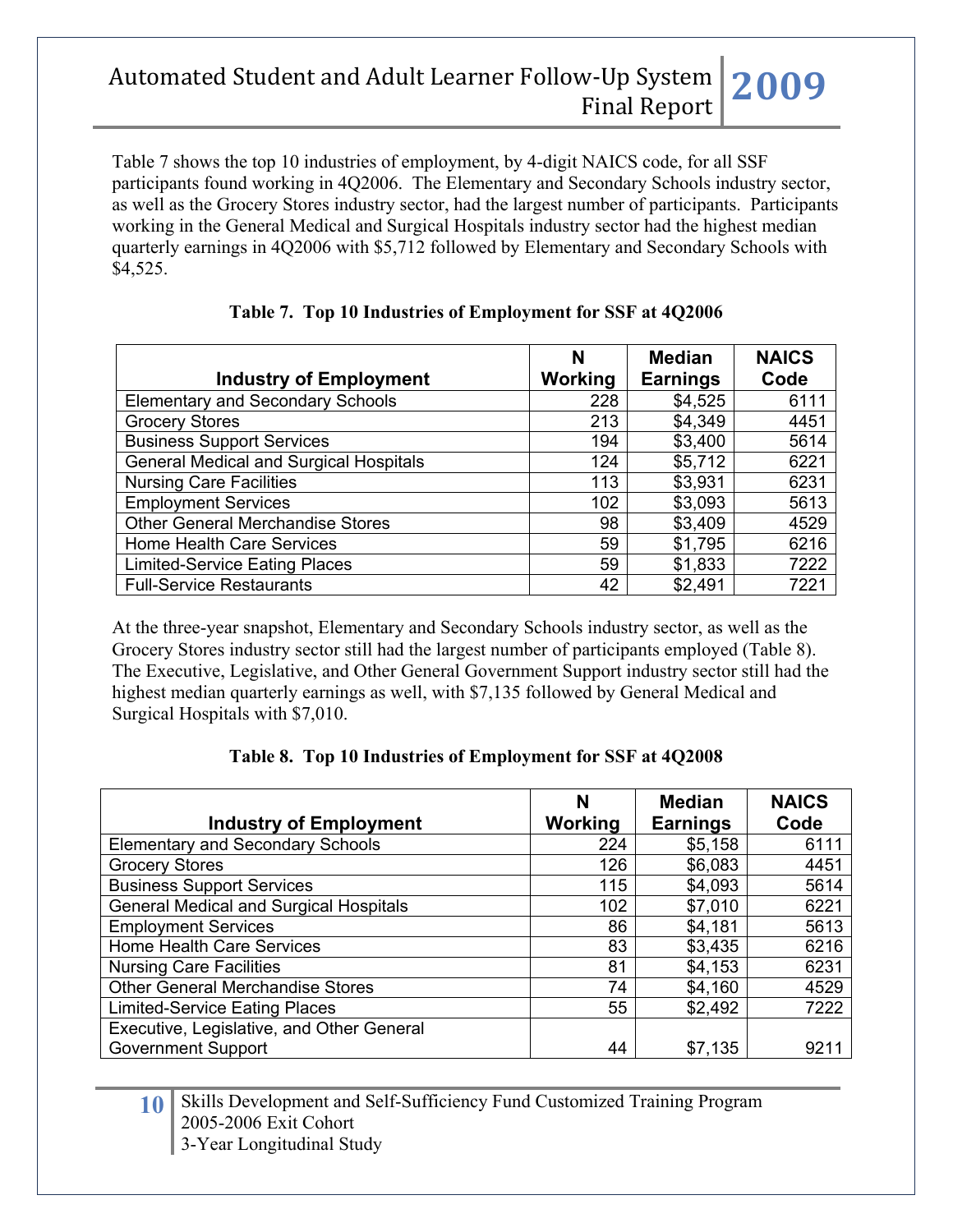Table 7 shows the top 10 industries of employment, by 4-digit NAICS code, for all SSF participants found working in 4Q2006. The Elementary and Secondary Schools industry sector, as well as the Grocery Stores industry sector, had the largest number of participants. Participants working in the General Medical and Surgical Hospitals industry sector had the highest median quarterly earnings in 4Q2006 with $5,712 followed by Elementary and Secondary Schools with $4,525.

**Table 7. Top 10 Industries of Employment for SSF at 4Q2006**

| Industry of Employment | N Working | Median Earnings | NAICS Code |
|---|---|---|---|
| Elementary and Secondary Schools | 228 | $4,525 | 6111 |
| Grocery Stores | 213 | $4,349 | 4451 |
| Business Support Services | 194 | $3,400 | 5614 |
| General Medical and Surgical Hospitals | 124 | $5,712 | 6221 |
| Nursing Care Facilities | 113 | $3,931 | 6231 |
| Employment Services | 102 | $3,093 | 5613 |
| Other General Merchandise Stores | 98 | $3,409 | 4529 |
| Home Health Care Services | 59 | $1,795 | 6216 |
| Limited-Service Eating Places | 59 | $1,833 | 7222 |
| Full-Service Restaurants | 42 | $2,491 | 7221 |

At the three-year snapshot, Elementary and Secondary Schools industry sector, as well as the Grocery Stores industry sector still had the largest number of participants employed (Table 8). The Executive, Legislative, and Other General Government Support industry sector still had the highest median quarterly earnings as well, with $7,135 followed by General Medical and Surgical Hospitals with $7,010.

**Table 8. Top 10 Industries of Employment for SSF at 4Q2008**

| Industry of Employment | N Working | Median Earnings | NAICS Code |
|---|---|---|---|
| Elementary and Secondary Schools | 224 | $5,158 | 6111 |
| Grocery Stores | 126 | $6,083 | 4451 |
| Business Support Services | 115 | $4,093 | 5614 |
| General Medical and Surgical Hospitals | 102 | $7,010 | 6221 |
| Employment Services | 86 | $4,181 | 5613 |
| Home Health Care Services | 83 | $3,435 | 6216 |
| Nursing Care Facilities | 81 | $4,153 | 6231 |
| Other General Merchandise Stores | 74 | $4,160 | 4529 |
| Limited-Service Eating Places | 55 | $2,492 | 7222 |
| Executive, Legislative, and Other General Government Support | 44 | $7,135 | 9211 |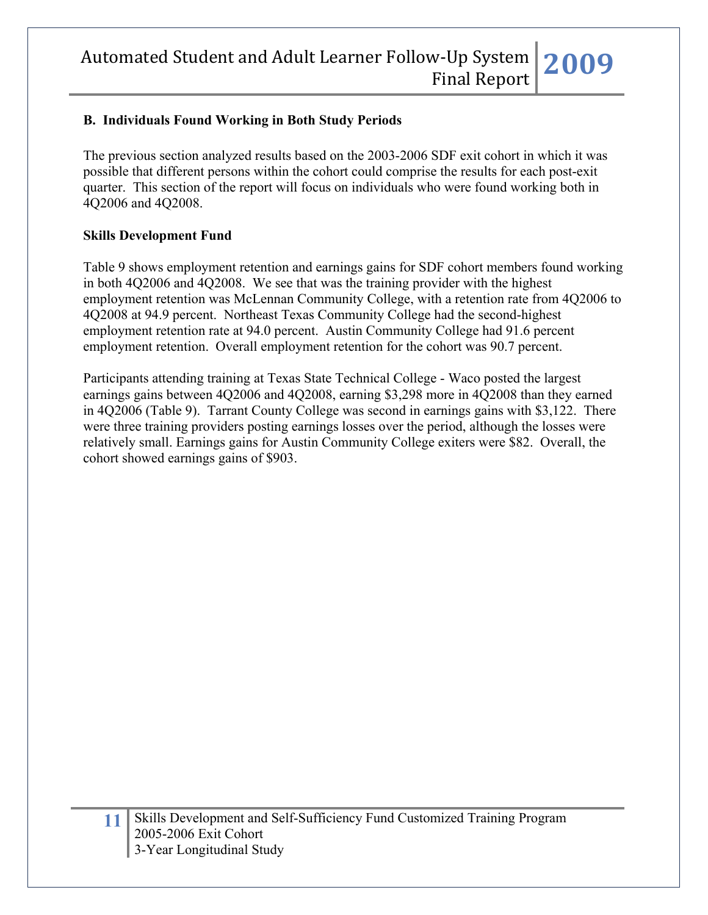### B. Individuals Found Working in Both Study Periods

The previous section analyzed results based on the 2003-2006 SDF exit cohort in which it was possible that different persons within the cohort could comprise the results for each post-exit quarter. This section of the report will focus on individuals who were found working both in 4Q2006 and 4Q2008.

**Skills Development Fund**

Table 9 shows employment retention and earnings gains for SDF cohort members found working in both 4Q2006 and 4Q2008. We see that was the training provider with the highest employment retention was McLennan Community College, with a retention rate from 4Q2006 to 4Q2008 at 94.9 percent. Northeast Texas Community College had the second-highest employment retention rate at 94.0 percent. Austin Community College had 91.6 percent employment retention. Overall employment retention for the cohort was 90.7 percent.

Participants attending training at Texas State Technical College - Waco posted the largest earnings gains between 4Q2006 and 4Q2008, earning $3,298 more in 4Q2008 than they earned in 4Q2006 (Table 9). Tarrant County College was second in earnings gains with $3,122. There were three training providers posting earnings losses over the period, although the losses were relatively small. Earnings gains for Austin Community College exiters were $82. Overall, the cohort showed earnings gains of $903.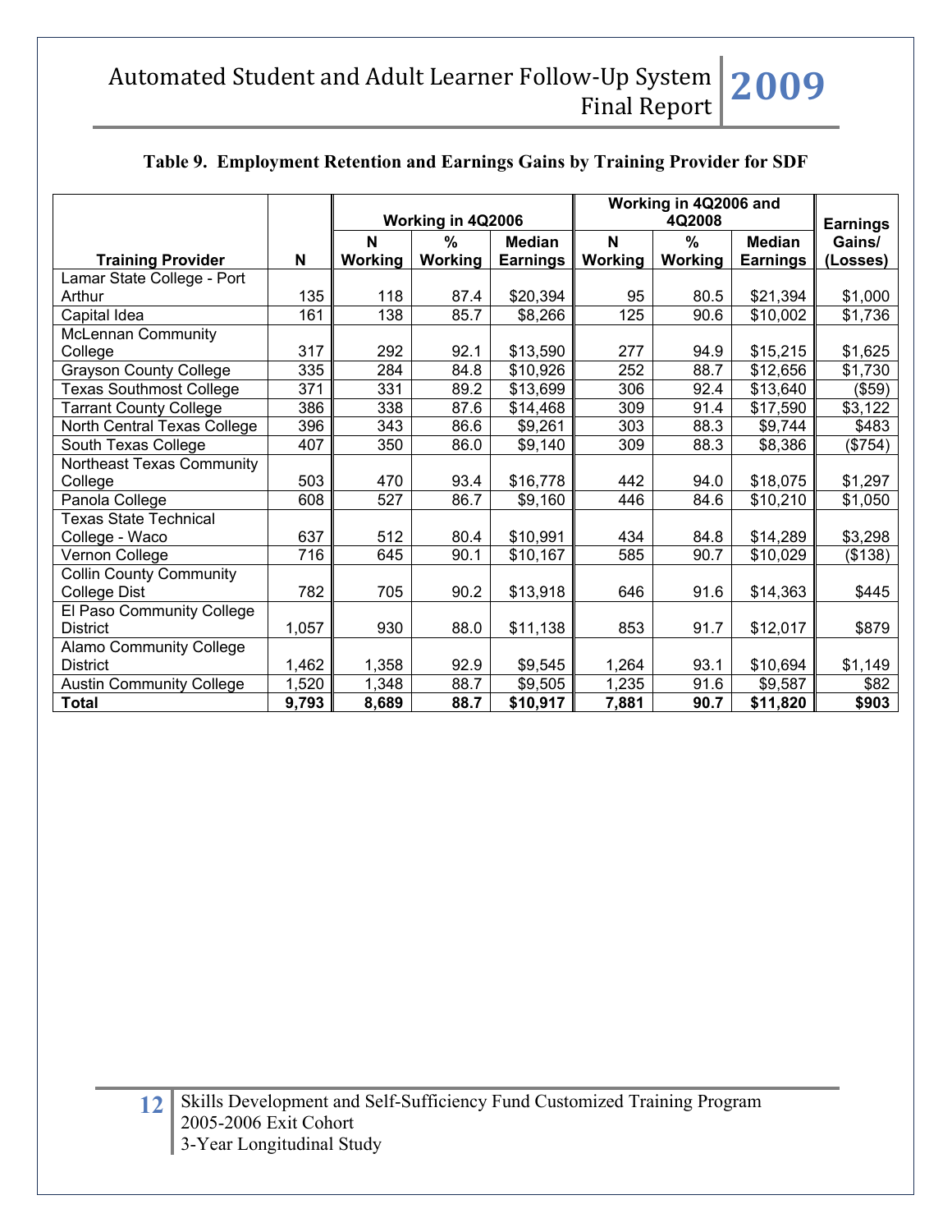**Table 9. Employment Retention and Earnings Gains by Training Provider for SDF**

| Training Provider | N | Working in 4Q2006 | | | Working in 4Q2006 and 4Q2008 | | | Earnings Gains/ (Losses) |
|---|---|---|---|---|---|---|---|---|
| | | N Working | % Working | Median Earnings | N Working | % Working | Median Earnings | |
| Lamar State College - Port Arthur | 135 | 118 | 87.4 | $20,394 | 95 | 80.5 | $21,394 | $1,000 |
| Capital Idea | 161 | 138 | 85.7 | $8,266 | 125 | 90.6 | $10,002 | $1,736 |
| McLennan Community College | 317 | 292 | 92.1 | $13,590 | 277 | 94.9 | $15,215 | $1,625 |
| Grayson County College | 335 | 284 | 84.8 | $10,926 | 252 | 88.7 | $12,656 | $1,730 |
| Texas Southmost College | 371 | 331 | 89.2 | $13,699 | 306 | 92.4 | $13,640 | ($59) |
| Tarrant County College | 386 | 338 | 87.6 | $14,468 | 309 | 91.4 | $17,590 | $3,122 |
| North Central Texas College | 396 | 343 | 86.6 | $9,261 | 303 | 88.3 | $9,744 | $483 |
| South Texas College | 407 | 350 | 86.0 | $9,140 | 309 | 88.3 | $8,386 | ($754) |
| Northeast Texas Community College | 503 | 470 | 93.4 | $16,778 | 442 | 94.0 | $18,075 | $1,297 |
| Panola College | 608 | 527 | 86.7 | $9,160 | 446 | 84.6 | $10,210 | $1,050 |
| Texas State Technical College - Waco | 637 | 512 | 80.4 | $10,991 | 434 | 84.8 | $14,289 | $3,298 |
| Vernon College | 716 | 645 | 90.1 | $10,167 | 585 | 90.7 | $10,029 | ($138) |
| Collin County Community College Dist | 782 | 705 | 90.2 | $13,918 | 646 | 91.6 | $14,363 | $445 |
| El Paso Community College District | 1,057 | 930 | 88.0 | $11,138 | 853 | 91.7 | $12,017 | $879 |
| Alamo Community College District | 1,462 | 1,358 | 92.9 | $9,545 | 1,264 | 93.1 | $10,694 | $1,149 |
| Austin Community College | 1,520 | 1,348 | 88.7 | $9,505 | 1,235 | 91.6 | $9,587 | $82 |
| **Total** | **9,793** | **8,689** | **88.7** | **$10,917** | **7,881** | **90.7** | **$11,820** | **$903** |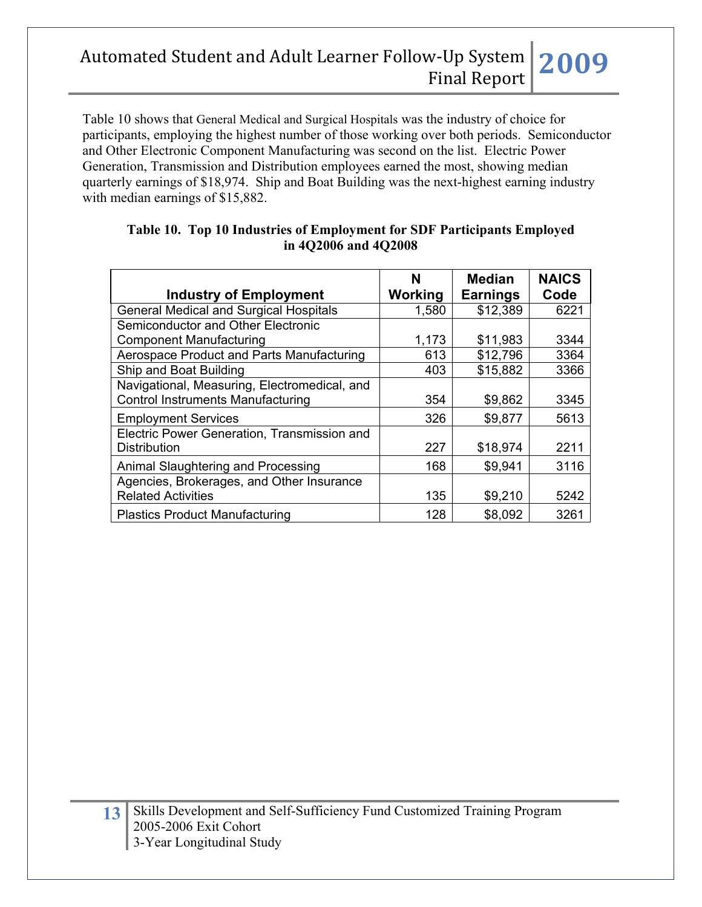Table 10 shows that General Medical and Surgical Hospitals was the industry of choice for participants, employing the highest number of those working over both periods. Semiconductor and Other Electronic Component Manufacturing was second on the list. Electric Power Generation, Transmission and Distribution employees earned the most, showing median quarterly earnings of $18,974. Ship and Boat Building was the next-highest earning industry with median earnings of $15,882.

**Table 10. Top 10 Industries of Employment for SDF Participants Employed in 4Q2006 and 4Q2008**

| Industry of Employment | N Working | Median Earnings | NAICS Code |
|---|---|---|---|
| General Medical and Surgical Hospitals | 1,580 | $12,389 | 6221 |
| Semiconductor and Other Electronic Component Manufacturing | 1,173 | $11,983 | 3344 |
| Aerospace Product and Parts Manufacturing | 613 | $12,796 | 3364 |
| Ship and Boat Building | 403 | $15,882 | 3366 |
| Navigational, Measuring, Electromedical, and Control Instruments Manufacturing | 354 | $9,862 | 3345 |
| Employment Services | 326 | $9,877 | 5613 |
| Electric Power Generation, Transmission and Distribution | 227 | $18,974 | 2211 |
| Animal Slaughtering and Processing | 168 | $9,941 | 3116 |
| Agencies, Brokerages, and Other Insurance Related Activities | 135 | $9,210 | 5242 |
| Plastics Product Manufacturing | 128 | $8,092 | 3261 |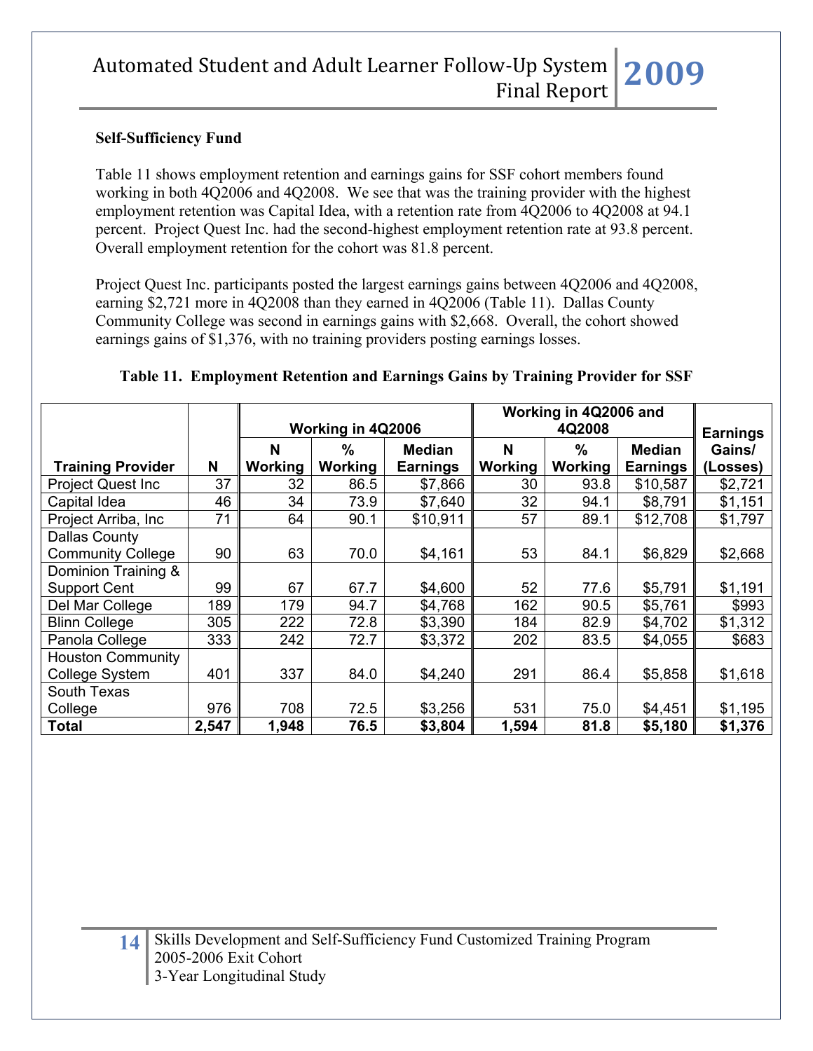**Self-Sufficiency Fund**

Table 11 shows employment retention and earnings gains for SSF cohort members found working in both 4Q2006 and 4Q2008. We see that was the training provider with the highest employment retention was Capital Idea, with a retention rate from 4Q2006 to 4Q2008 at 94.1 percent. Project Quest Inc. had the second-highest employment retention rate at 93.8 percent. Overall employment retention for the cohort was 81.8 percent.

Project Quest Inc. participants posted the largest earnings gains between 4Q2006 and 4Q2008, earning $2,721 more in 4Q2008 than they earned in 4Q2006 (Table 11). Dallas County Community College was second in earnings gains with $2,668. Overall, the cohort showed earnings gains of $1,376, with no training providers posting earnings losses.

**Table 11. Employment Retention and Earnings Gains by Training Provider for SSF**

| | | Working in 4Q2006 | | | Working in 4Q2006 and 4Q2008 | | | |
|---|---|---|---|---|---|---|---|---|
| Training Provider | N | N Working | % Working | Median Earnings | N Working | % Working | Median Earnings | Earnings Gains/ (Losses) |
| Project Quest Inc | 37 | 32 | 86.5 | $7,866 | 30 | 93.8 | $10,587 | $2,721 |
| Capital Idea | 46 | 34 | 73.9 | $7,640 | 32 | 94.1 | $8,791 | $1,151 |
| Project Arriba, Inc | 71 | 64 | 90.1 | $10,911 | 57 | 89.1 | $12,708 | $1,797 |
| Dallas County Community College | 90 | 63 | 70.0 | $4,161 | 53 | 84.1 | $6,829 | $2,668 |
| Dominion Training & Support Cent | 99 | 67 | 67.7 | $4,600 | 52 | 77.6 | $5,791 | $1,191 |
| Del Mar College | 189 | 179 | 94.7 | $4,768 | 162 | 90.5 | $5,761 | $993 |
| Blinn College | 305 | 222 | 72.8 | $3,390 | 184 | 82.9 | $4,702 | $1,312 |
| Panola College | 333 | 242 | 72.7 | $3,372 | 202 | 83.5 | $4,055 | $683 |
| Houston Community College System | 401 | 337 | 84.0 | $4,240 | 291 | 86.4 | $5,858 | $1,618 |
| South Texas College | 976 | 708 | 72.5 | $3,256 | 531 | 75.0 | $4,451 | $1,195 |
| **Total** | **2,547** | **1,948** | **76.5** | **$3,804** | **1,594** | **81.8** | **$5,180** | **$1,376** |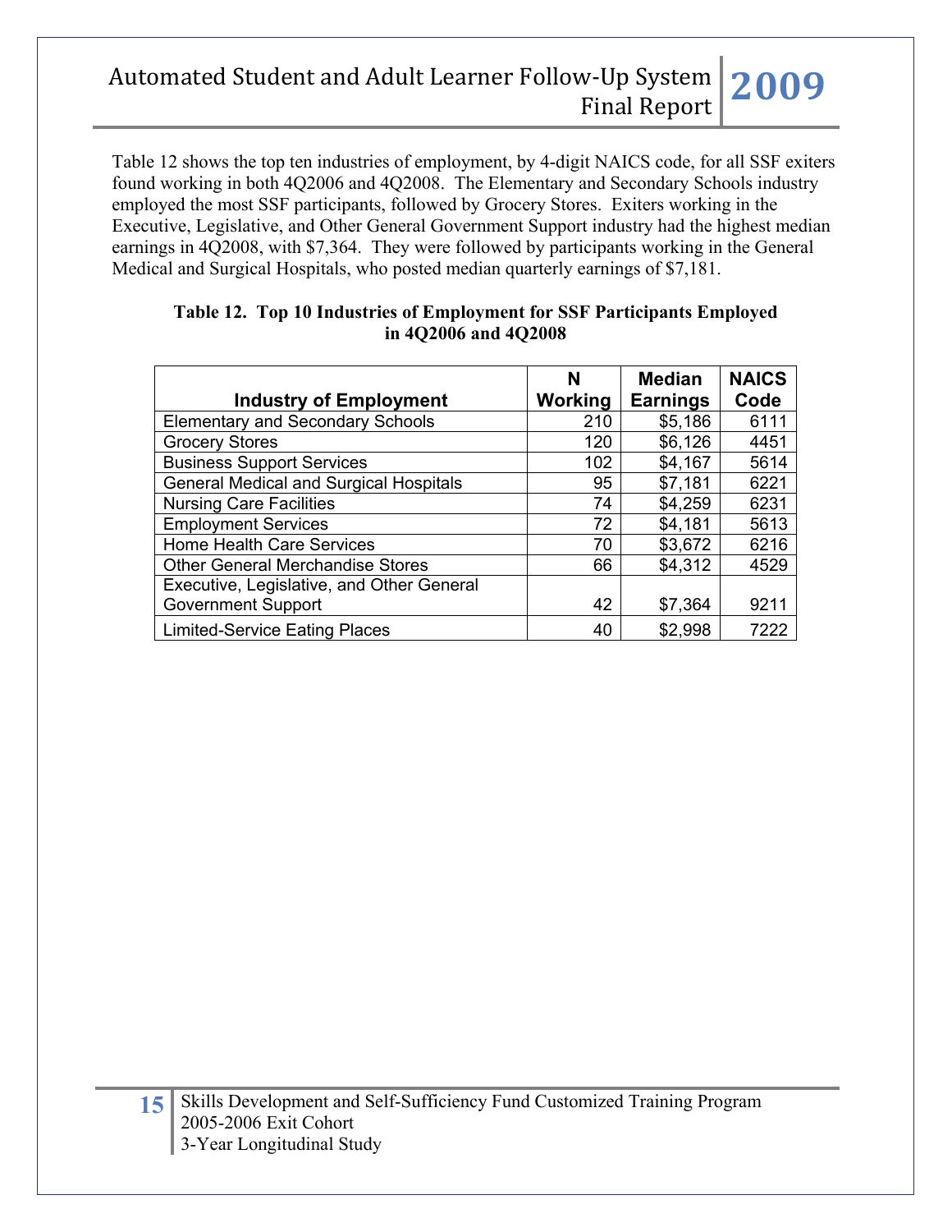Table 12 shows the top ten industries of employment, by 4-digit NAICS code, for all SSF exiters found working in both 4Q2006 and 4Q2008. The Elementary and Secondary Schools industry employed the most SSF participants, followed by Grocery Stores. Exiters working in the Executive, Legislative, and Other General Government Support industry had the highest median earnings in 4Q2008, with $7,364. They were followed by participants working in the General Medical and Surgical Hospitals, who posted median quarterly earnings of $7,181.

**Table 12. Top 10 Industries of Employment for SSF Participants Employed in 4Q2006 and 4Q2008**

| Industry of Employment | N Working | Median Earnings | NAICS Code |
|---|---|---|---|
| Elementary and Secondary Schools | 210 | $5,186 | 6111 |
| Grocery Stores | 120 | $6,126 | 4451 |
| Business Support Services | 102 | $4,167 | 5614 |
| General Medical and Surgical Hospitals | 95 | $7,181 | 6221 |
| Nursing Care Facilities | 74 | $4,259 | 6231 |
| Employment Services | 72 | $4,181 | 5613 |
| Home Health Care Services | 70 | $3,672 | 6216 |
| Other General Merchandise Stores | 66 | $4,312 | 4529 |
| Executive, Legislative, and Other General Government Support | 42 | $7,364 | 9211 |
| Limited-Service Eating Places | 40 | $2,998 | 7222 |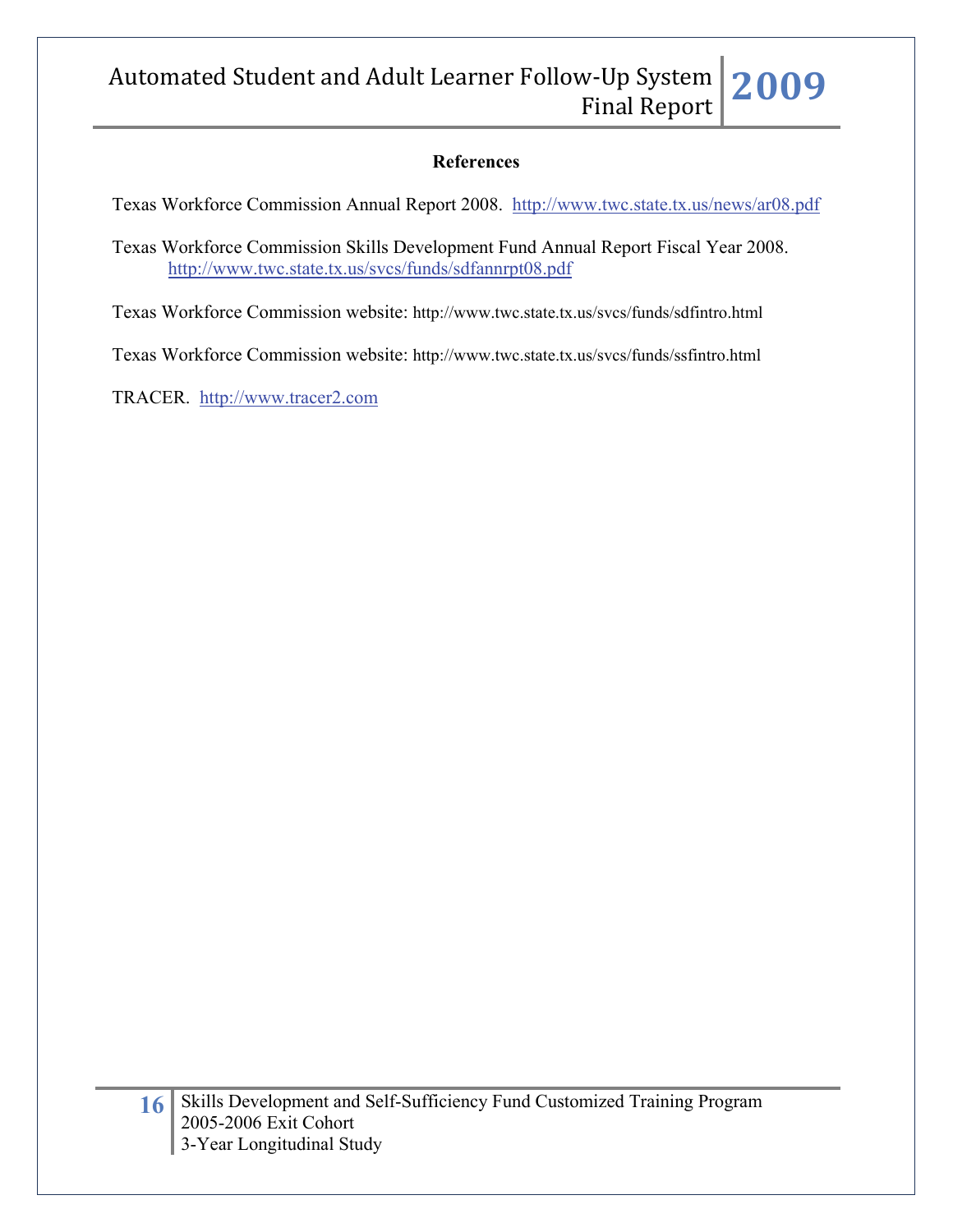## References

Texas Workforce Commission Annual Report 2008. http://www.twc.state.tx.us/news/ar08.pdf

Texas Workforce Commission Skills Development Fund Annual Report Fiscal Year 2008. http://www.twc.state.tx.us/svcs/funds/sdfannrpt08.pdf

Texas Workforce Commission website: http://www.twc.state.tx.us/svcs/funds/sdfintro.html

Texas Workforce Commission website: http://www.twc.state.tx.us/svcs/funds/ssfintro.html

TRACER. http://www.tracer2.com